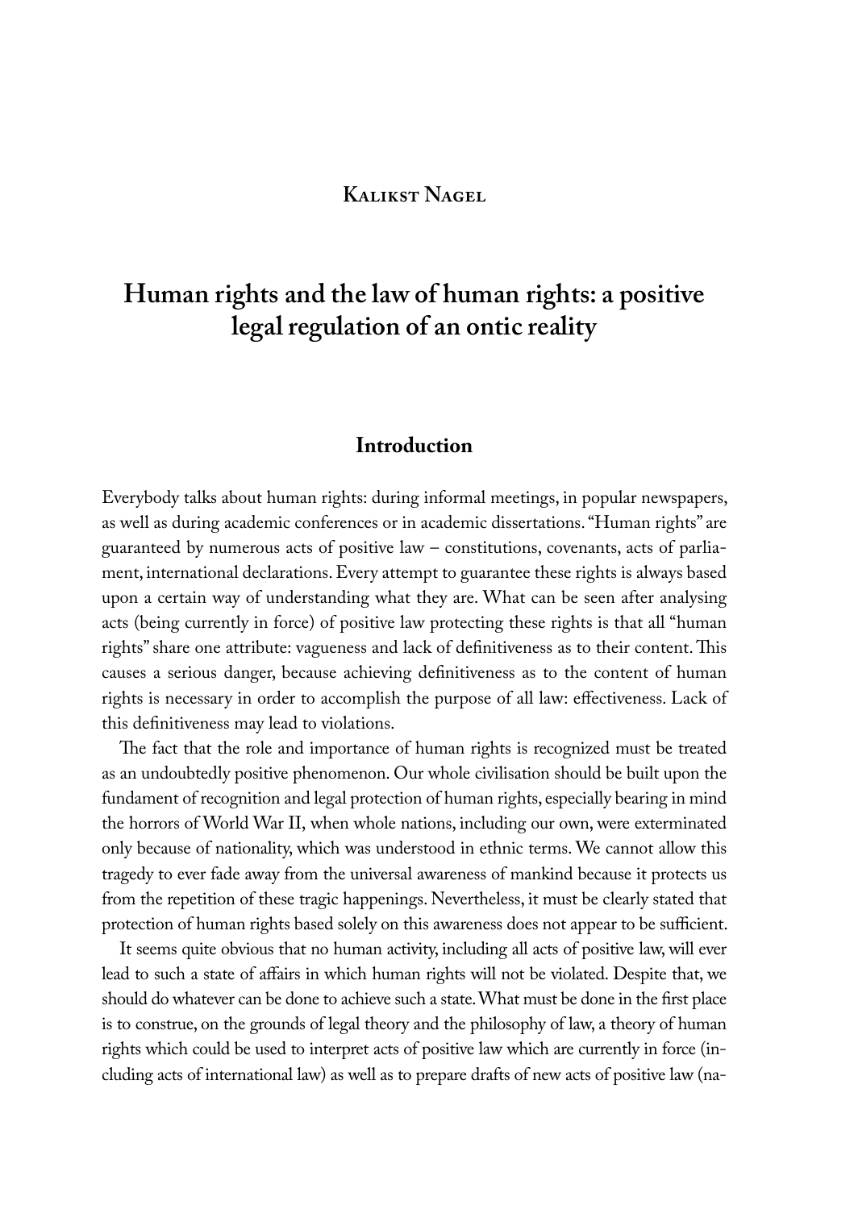**Kalikst Nagel**

# Human rights and the law of human rights: a positive legal regulation of an ontic reality

## Introduction

Everybody talks about human rights: during informal meetings, in popular newspapers, as well as during academic conferences or in academic dissertations. "Human rights" are guaranteed by numerous acts of positive law – constitutions, covenants, acts of parliament, international declarations. Every attempt to guarantee these rights is always based upon a certain way of understanding what they are. What can be seen after analysing acts (being currently in force) of positive law protecting these rights is that all "human rights" share one attribute: vagueness and lack of definitiveness as to their content. This causes a serious danger, because achieving definitiveness as to the content of human rights is necessary in order to accomplish the purpose of all law: effectiveness. Lack of this definitiveness may lead to violations.

The fact that the role and importance of human rights is recognized must be treated as an undoubtedly positive phenomenon. Our whole civilisation should be built upon the fundament of recognition and legal protection of human rights, especially bearing in mind the horrors of World War II, when whole nations, including our own, were exterminated only because of nationality, which was understood in ethnic terms. We cannot allow this tragedy to ever fade away from the universal awareness of mankind because it protects us from the repetition of these tragic happenings. Nevertheless, it must be clearly stated that protection of human rights based solely on this awareness does not appear to be sufficient.

It seems quite obvious that no human activity, including all acts of positive law, will ever lead to such a state of affairs in which human rights will not be violated. Despite that, we should do whatever can be done to achieve such a state. What must be done in the first place is to construe, on the grounds of legal theory and the philosophy of law, a theory of human rights which could be used to interpret acts of positive law which are currently in force (including acts of international law) as well as to prepare drafts of new acts of positive law (na-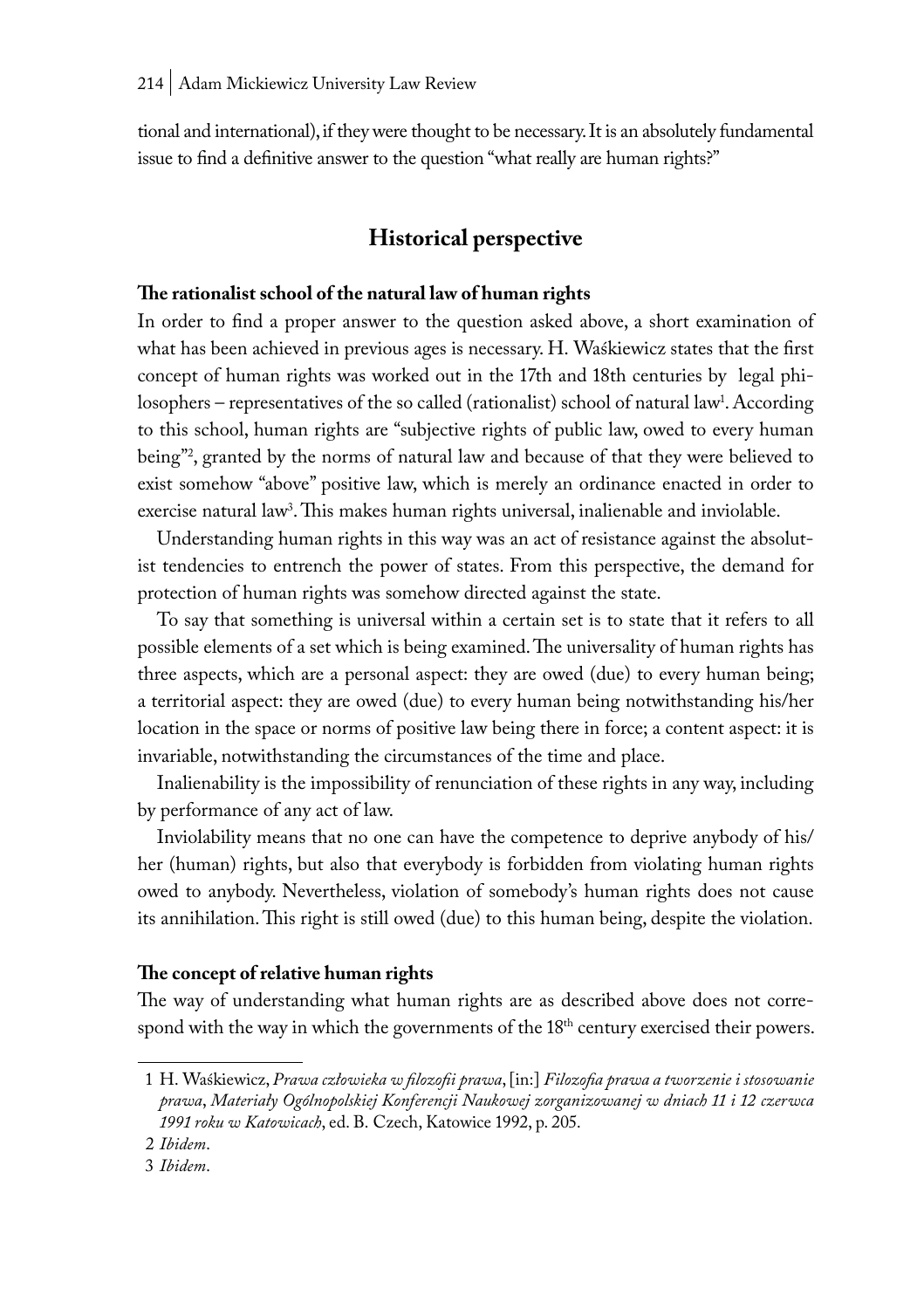tional and international), if they were thought to be necessary. It is an absolutely fundamental issue to find a definitive answer to the question "what really are human rights?"

## Historical perspective

### The rationalist school of the natural law of human rights

In order to find a proper answer to the question asked above, a short examination of what has been achieved in previous ages is necessary. H. Waśkiewicz states that the first concept of human rights was worked out in the 17th and 18th centuries by legal philosophers – representatives of the so called (rationalist) school of natural law[1]. According to this school, human rights are "subjective rights of public law, owed to every human being"[2], granted by the norms of natural law and because of that they were believed to exist somehow "above" positive law, which is merely an ordinance enacted in order to exercise natural law[3]. This makes human rights universal, inalienable and inviolable.

Understanding human rights in this way was an act of resistance against the absolutist tendencies to entrench the power of states. From this perspective, the demand for protection of human rights was somehow directed against the state.

To say that something is universal within a certain set is to state that it refers to all possible elements of a set which is being examined. The universality of human rights has three aspects, which are a personal aspect: they are owed (due) to every human being; a territorial aspect: they are owed (due) to every human being notwithstanding his/her location in the space or norms of positive law being there in force; a content aspect: it is invariable, notwithstanding the circumstances of the time and place.

Inalienability is the impossibility of renunciation of these rights in any way, including by performance of any act of law.

Inviolability means that no one can have the competence to deprive anybody of his/her (human) rights, but also that everybody is forbidden from violating human rights owed to anybody. Nevertheless, violation of somebody's human rights does not cause its annihilation. This right is still owed (due) to this human being, despite the violation.

### The concept of relative human rights

The way of understanding what human rights are as described above does not correspond with the way in which the governments of the 18th century exercised their powers.

---

1 H. Waśkiewicz, *Prawa człowieka w filozofii prawa*, [in:] *Filozofia prawa a tworzenie i stosowanie prawa*, *Materiały Ogólnopolskiej Konferencji Naukowej zorganizowanej w dniach 11 i 12 czerwca 1991 roku w Katowicach*, ed. B. Czech, Katowice 1992, p. 205.

2 *Ibidem*.

3 *Ibidem*.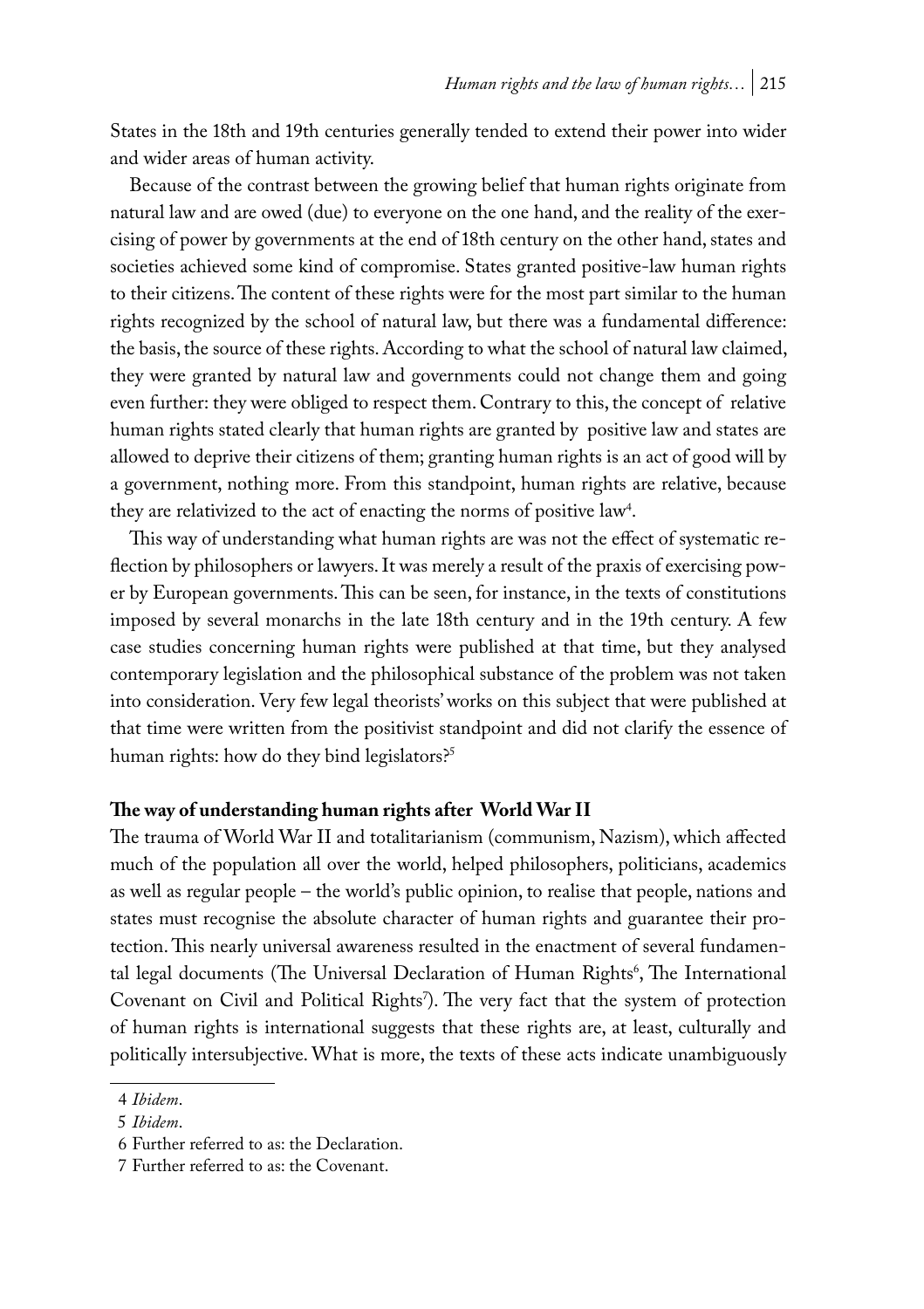States in the 18th and 19th centuries generally tended to extend their power into wider and wider areas of human activity.

Because of the contrast between the growing belief that human rights originate from natural law and are owed (due) to everyone on the one hand, and the reality of the exercising of power by governments at the end of 18th century on the other hand, states and societies achieved some kind of compromise. States granted positive-law human rights to their citizens. The content of these rights were for the most part similar to the human rights recognized by the school of natural law, but there was a fundamental difference: the basis, the source of these rights. According to what the school of natural law claimed, they were granted by natural law and governments could not change them and going even further: they were obliged to respect them. Contrary to this, the concept of relative human rights stated clearly that human rights are granted by positive law and states are allowed to deprive their citizens of them; granting human rights is an act of good will by a government, nothing more. From this standpoint, human rights are relative, because they are relativized to the act of enacting the norms of positive law[4].

This way of understanding what human rights are was not the effect of systematic reflection by philosophers or lawyers. It was merely a result of the praxis of exercising power by European governments. This can be seen, for instance, in the texts of constitutions imposed by several monarchs in the late 18th century and in the 19th century. A few case studies concerning human rights were published at that time, but they analysed contemporary legislation and the philosophical substance of the problem was not taken into consideration. Very few legal theorists' works on this subject that were published at that time were written from the positivist standpoint and did not clarify the essence of human rights: how do they bind legislators?[5]

**The way of understanding human rights after World War II**

The trauma of World War II and totalitarianism (communism, Nazism), which affected much of the population all over the world, helped philosophers, politicians, academics as well as regular people – the world's public opinion, to realise that people, nations and states must recognise the absolute character of human rights and guarantee their protection. This nearly universal awareness resulted in the enactment of several fundamental legal documents (The Universal Declaration of Human Rights[6], The International Covenant on Civil and Political Rights[7]). The very fact that the system of protection of human rights is international suggests that these rights are, at least, culturally and politically intersubjective. What is more, the texts of these acts indicate unambiguously

4 *Ibidem*.

5 *Ibidem*.

6 Further referred to as: the Declaration.

7 Further referred to as: the Covenant.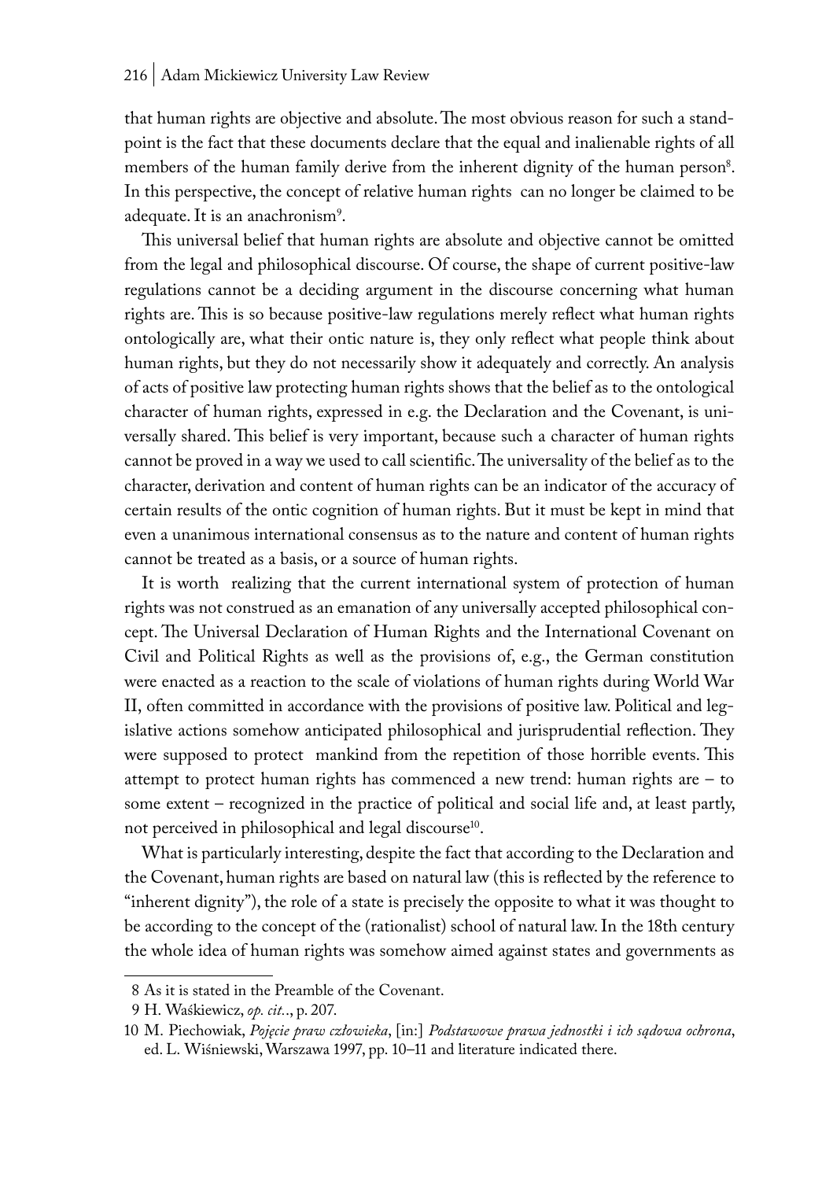that human rights are objective and absolute. The most obvious reason for such a standpoint is the fact that these documents declare that the equal and inalienable rights of all members of the human family derive from the inherent dignity of the human person[8]. In this perspective, the concept of relative human rights can no longer be claimed to be adequate. It is an anachronism[9].

This universal belief that human rights are absolute and objective cannot be omitted from the legal and philosophical discourse. Of course, the shape of current positive-law regulations cannot be a deciding argument in the discourse concerning what human rights are. This is so because positive-law regulations merely reflect what human rights ontologically are, what their ontic nature is, they only reflect what people think about human rights, but they do not necessarily show it adequately and correctly. An analysis of acts of positive law protecting human rights shows that the belief as to the ontological character of human rights, expressed in e.g. the Declaration and the Covenant, is universally shared. This belief is very important, because such a character of human rights cannot be proved in a way we used to call scientific. The universality of the belief as to the character, derivation and content of human rights can be an indicator of the accuracy of certain results of the ontic cognition of human rights. But it must be kept in mind that even a unanimous international consensus as to the nature and content of human rights cannot be treated as a basis, or a source of human rights.

It is worth realizing that the current international system of protection of human rights was not construed as an emanation of any universally accepted philosophical concept. The Universal Declaration of Human Rights and the International Covenant on Civil and Political Rights as well as the provisions of, e.g., the German constitution were enacted as a reaction to the scale of violations of human rights during World War II, often committed in accordance with the provisions of positive law. Political and legislative actions somehow anticipated philosophical and jurisprudential reflection. They were supposed to protect mankind from the repetition of those horrible events. This attempt to protect human rights has commenced a new trend: human rights are – to some extent – recognized in the practice of political and social life and, at least partly, not perceived in philosophical and legal discourse[10].

What is particularly interesting, despite the fact that according to the Declaration and the Covenant, human rights are based on natural law (this is reflected by the reference to "inherent dignity"), the role of a state is precisely the opposite to what it was thought to be according to the concept of the (rationalist) school of natural law. In the 18th century the whole idea of human rights was somehow aimed against states and governments as

---

8 As it is stated in the Preamble of the Covenant.

9 H. Waśkiewicz, *op. cit.*, p. 207.

10 M. Piechowiak, *Pojęcie praw człowieka*, [in:] *Podstawowe prawa jednostki i ich sądowa ochrona*, ed. L. Wiśniewski, Warszawa 1997, pp. 10–11 and literature indicated there.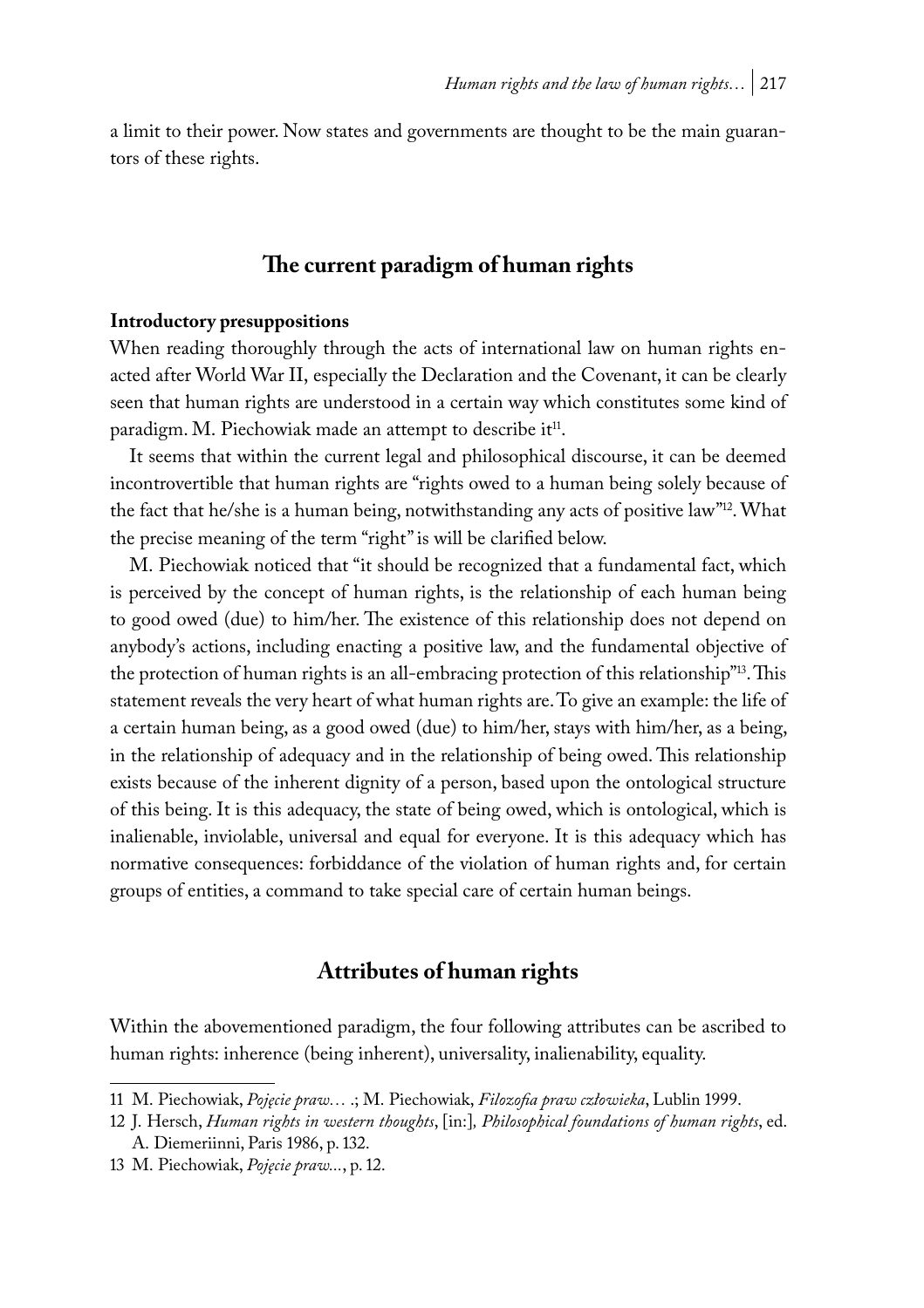a limit to their power. Now states and governments are thought to be the main guarantors of these rights.

## The current paradigm of human rights

### Introductory presuppositions

When reading thoroughly through the acts of international law on human rights enacted after World War II, especially the Declaration and the Covenant, it can be clearly seen that human rights are understood in a certain way which constitutes some kind of paradigm. M. Piechowiak made an attempt to describe it[11].

It seems that within the current legal and philosophical discourse, it can be deemed incontrovertible that human rights are "rights owed to a human being solely because of the fact that he/she is a human being, notwithstanding any acts of positive law"[12]. What the precise meaning of the term "right" is will be clarified below.

M. Piechowiak noticed that "it should be recognized that a fundamental fact, which is perceived by the concept of human rights, is the relationship of each human being to good owed (due) to him/her. The existence of this relationship does not depend on anybody's actions, including enacting a positive law, and the fundamental objective of the protection of human rights is an all-embracing protection of this relationship"[13]. This statement reveals the very heart of what human rights are. To give an example: the life of a certain human being, as a good owed (due) to him/her, stays with him/her, as a being, in the relationship of adequacy and in the relationship of being owed. This relationship exists because of the inherent dignity of a person, based upon the ontological structure of this being. It is this adequacy, the state of being owed, which is ontological, which is inalienable, inviolable, universal and equal for everyone. It is this adequacy which has normative consequences: forbiddance of the violation of human rights and, for certain groups of entities, a command to take special care of certain human beings.

## Attributes of human rights

Within the abovementioned paradigm, the four following attributes can be ascribed to human rights: inherence (being inherent), universality, inalienability, equality.

---

11 M. Piechowiak, *Pojęcie praw…* .; M. Piechowiak, *Filozofia praw człowieka*, Lublin 1999.

12 J. Hersch, *Human rights in western thoughts*, [in:], *Philosophical foundations of human rights*, ed. A. Diemeriinni, Paris 1986, p. 132.

13 M. Piechowiak, *Pojęcie praw...*, p. 12.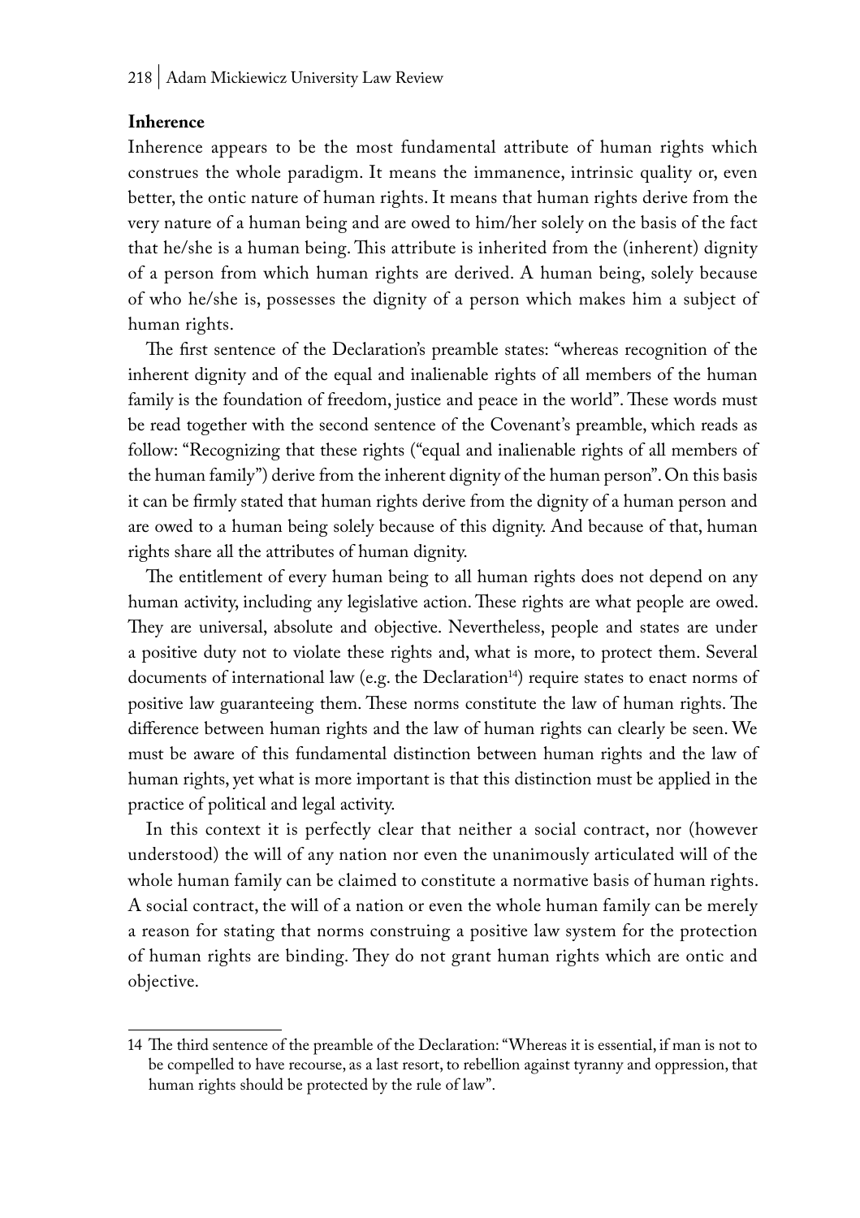**Inherence**

Inherence appears to be the most fundamental attribute of human rights which construes the whole paradigm. It means the immanence, intrinsic quality or, even better, the ontic nature of human rights. It means that human rights derive from the very nature of a human being and are owed to him/her solely on the basis of the fact that he/she is a human being. This attribute is inherited from the (inherent) dignity of a person from which human rights are derived. A human being, solely because of who he/she is, possesses the dignity of a person which makes him a subject of human rights.

The first sentence of the Declaration's preamble states: "whereas recognition of the inherent dignity and of the equal and inalienable rights of all members of the human family is the foundation of freedom, justice and peace in the world". These words must be read together with the second sentence of the Covenant's preamble, which reads as follow: "Recognizing that these rights ("equal and inalienable rights of all members of the human family") derive from the inherent dignity of the human person". On this basis it can be firmly stated that human rights derive from the dignity of a human person and are owed to a human being solely because of this dignity. And because of that, human rights share all the attributes of human dignity.

The entitlement of every human being to all human rights does not depend on any human activity, including any legislative action. These rights are what people are owed. They are universal, absolute and objective. Nevertheless, people and states are under a positive duty not to violate these rights and, what is more, to protect them. Several documents of international law (e.g. the Declaration[14]) require states to enact norms of positive law guaranteeing them. These norms constitute the law of human rights. The difference between human rights and the law of human rights can clearly be seen. We must be aware of this fundamental distinction between human rights and the law of human rights, yet what is more important is that this distinction must be applied in the practice of political and legal activity.

In this context it is perfectly clear that neither a social contract, nor (however understood) the will of any nation nor even the unanimously articulated will of the whole human family can be claimed to constitute a normative basis of human rights. A social contract, the will of a nation or even the whole human family can be merely a reason for stating that norms construing a positive law system for the protection of human rights are binding. They do not grant human rights which are ontic and objective.

---

14 The third sentence of the preamble of the Declaration: "Whereas it is essential, if man is not to be compelled to have recourse, as a last resort, to rebellion against tyranny and oppression, that human rights should be protected by the rule of law".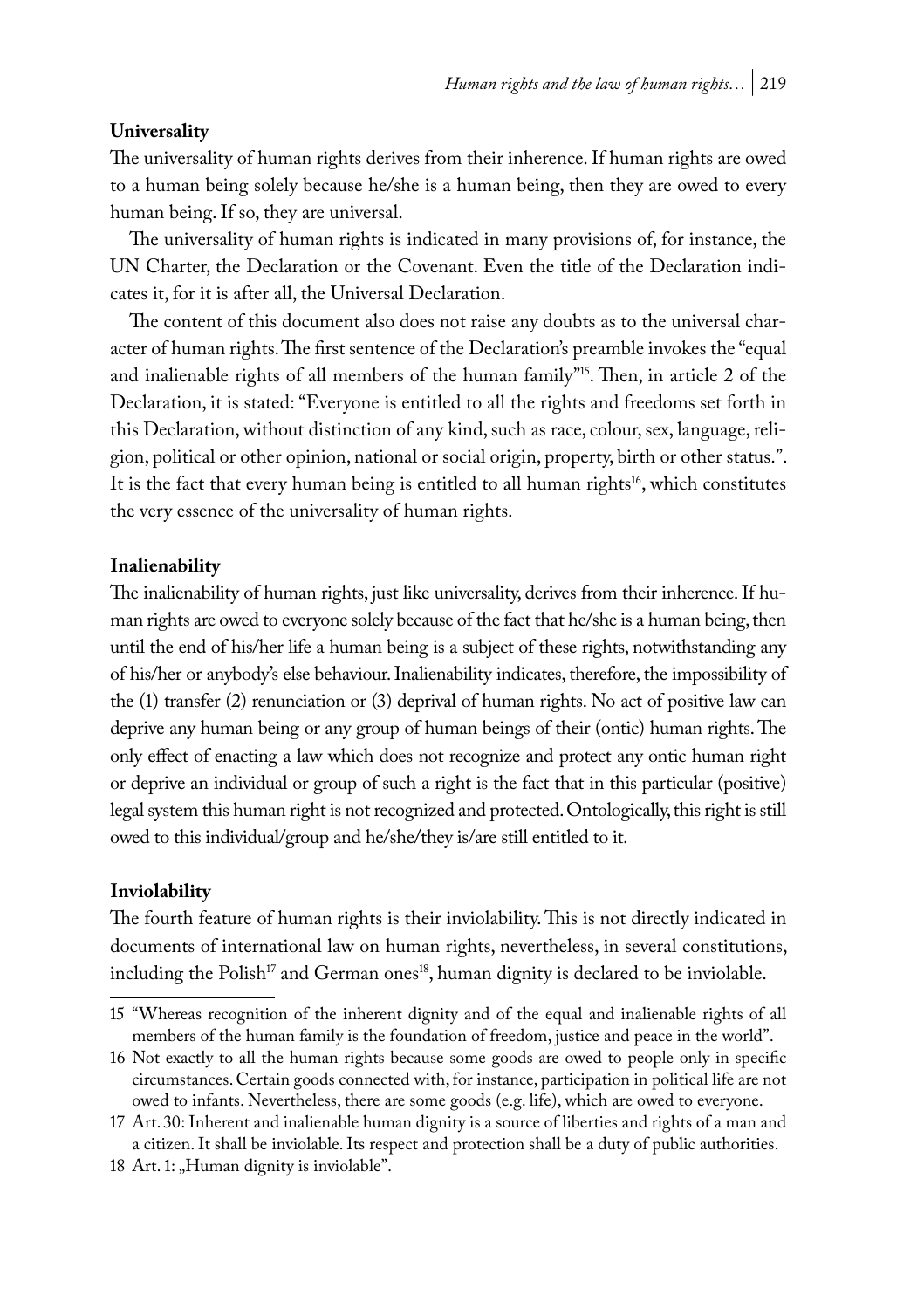**Universality**

The universality of human rights derives from their inherence. If human rights are owed to a human being solely because he/she is a human being, then they are owed to every human being. If so, they are universal.

The universality of human rights is indicated in many provisions of, for instance, the UN Charter, the Declaration or the Covenant. Even the title of the Declaration indicates it, for it is after all, the Universal Declaration.

The content of this document also does not raise any doubts as to the universal character of human rights. The first sentence of the Declaration's preamble invokes the "equal and inalienable rights of all members of the human family"[15]. Then, in article 2 of the Declaration, it is stated: "Everyone is entitled to all the rights and freedoms set forth in this Declaration, without distinction of any kind, such as race, colour, sex, language, religion, political or other opinion, national or social origin, property, birth or other status.". It is the fact that every human being is entitled to all human rights[16], which constitutes the very essence of the universality of human rights.

**Inalienability**

The inalienability of human rights, just like universality, derives from their inherence. If human rights are owed to everyone solely because of the fact that he/she is a human being, then until the end of his/her life a human being is a subject of these rights, notwithstanding any of his/her or anybody's else behaviour. Inalienability indicates, therefore, the impossibility of the (1) transfer (2) renunciation or (3) deprival of human rights. No act of positive law can deprive any human being or any group of human beings of their (ontic) human rights. The only effect of enacting a law which does not recognize and protect any ontic human right or deprive an individual or group of such a right is the fact that in this particular (positive) legal system this human right is not recognized and protected. Ontologically, this right is still owed to this individual/group and he/she/they is/are still entitled to it.

**Inviolability**

The fourth feature of human rights is their inviolability. This is not directly indicated in documents of international law on human rights, nevertheless, in several constitutions, including the Polish[17] and German ones[18], human dignity is declared to be inviolable.

---

15 "Whereas recognition of the inherent dignity and of the equal and inalienable rights of all members of the human family is the foundation of freedom, justice and peace in the world".

16 Not exactly to all the human rights because some goods are owed to people only in specific circumstances. Certain goods connected with, for instance, participation in political life are not owed to infants. Nevertheless, there are some goods (e.g. life), which are owed to everyone.

17 Art. 30: Inherent and inalienable human dignity is a source of liberties and rights of a man and a citizen. It shall be inviolable. Its respect and protection shall be a duty of public authorities.

18 Art. 1: „Human dignity is inviolable".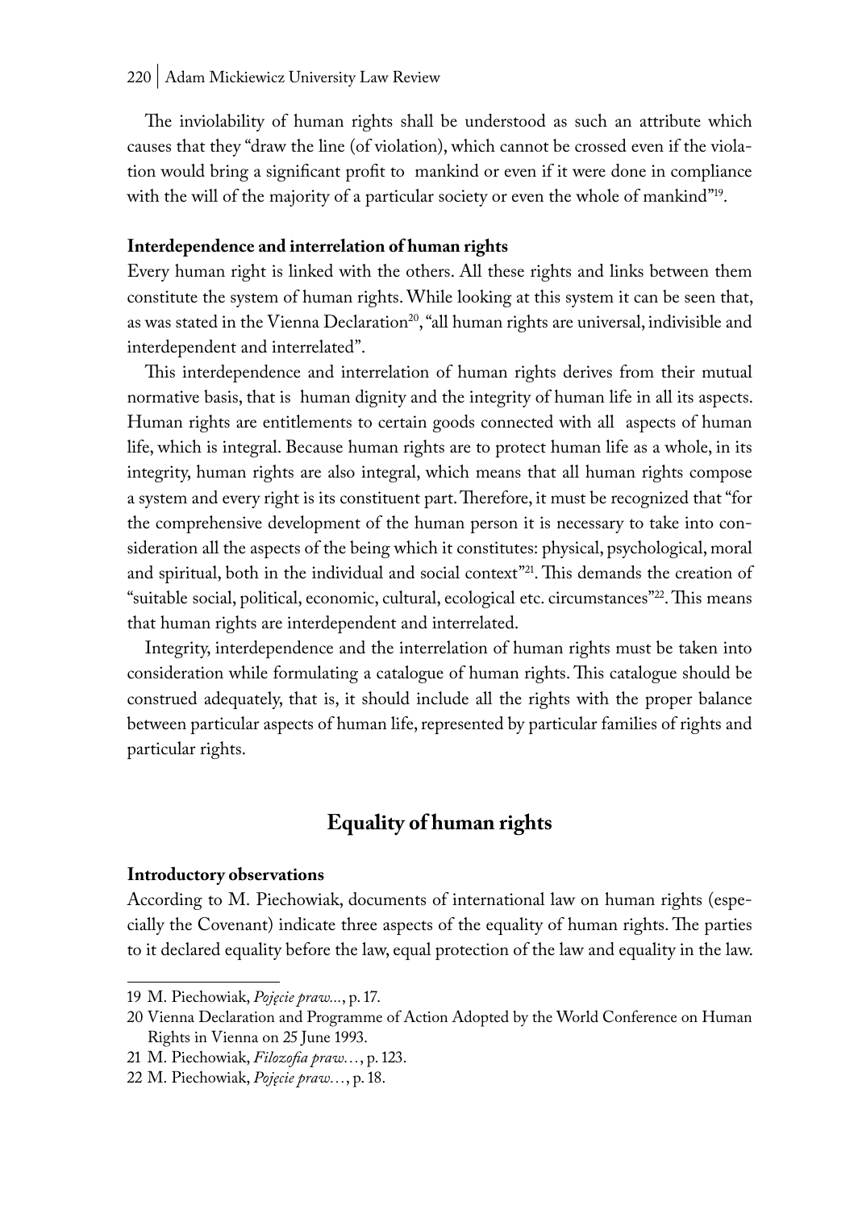The inviolability of human rights shall be understood as such an attribute which causes that they "draw the line (of violation), which cannot be crossed even if the violation would bring a significant profit to mankind or even if it were done in compliance with the will of the majority of a particular society or even the whole of mankind"[19].

**Interdependence and interrelation of human rights**

Every human right is linked with the others. All these rights and links between them constitute the system of human rights. While looking at this system it can be seen that, as was stated in the Vienna Declaration[20], "all human rights are universal, indivisible and interdependent and interrelated".

This interdependence and interrelation of human rights derives from their mutual normative basis, that is human dignity and the integrity of human life in all its aspects. Human rights are entitlements to certain goods connected with all aspects of human life, which is integral. Because human rights are to protect human life as a whole, in its integrity, human rights are also integral, which means that all human rights compose a system and every right is its constituent part. Therefore, it must be recognized that "for the comprehensive development of the human person it is necessary to take into consideration all the aspects of the being which it constitutes: physical, psychological, moral and spiritual, both in the individual and social context"[21]. This demands the creation of "suitable social, political, economic, cultural, ecological etc. circumstances"[22]. This means that human rights are interdependent and interrelated.

Integrity, interdependence and the interrelation of human rights must be taken into consideration while formulating a catalogue of human rights. This catalogue should be construed adequately, that is, it should include all the rights with the proper balance between particular aspects of human life, represented by particular families of rights and particular rights.

## Equality of human rights

**Introductory observations**

According to M. Piechowiak, documents of international law on human rights (especially the Covenant) indicate three aspects of the equality of human rights. The parties to it declared equality before the law, equal protection of the law and equality in the law.

---

19 M. Piechowiak, *Pojęcie praw...*, p. 17.

20 Vienna Declaration and Programme of Action Adopted by the World Conference on Human Rights in Vienna on 25 June 1993.

21 M. Piechowiak, *Filozofia praw…*, p. 123.

22 M. Piechowiak, *Pojęcie praw…*, p. 18.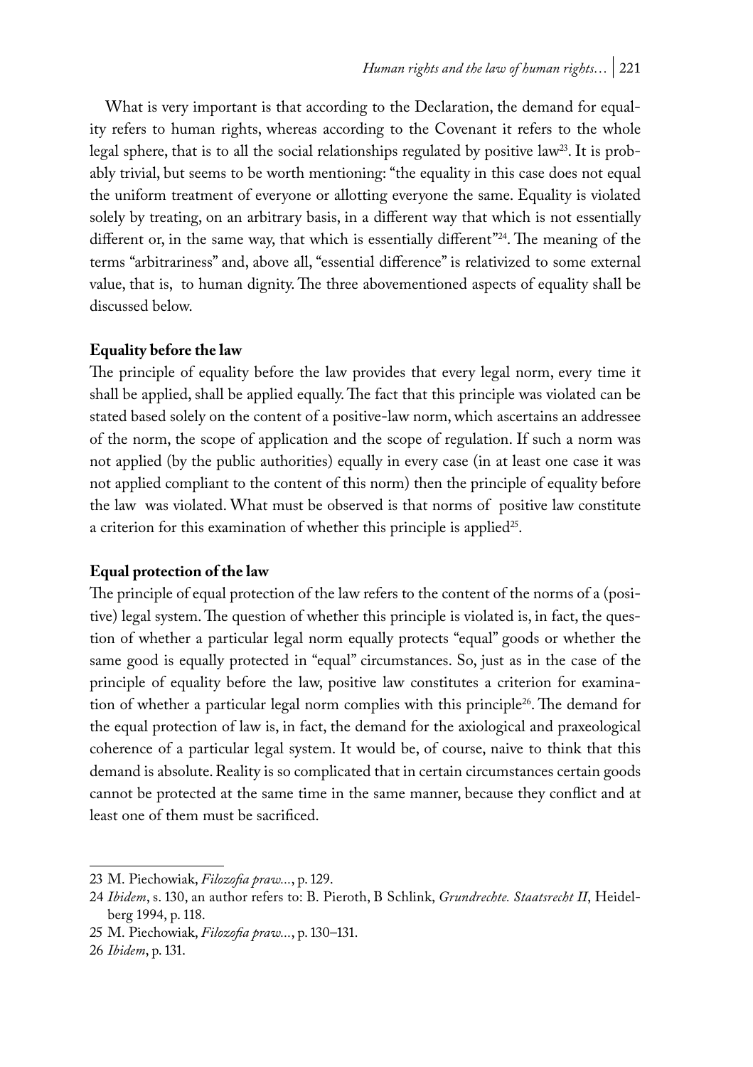What is very important is that according to the Declaration, the demand for equality refers to human rights, whereas according to the Covenant it refers to the whole legal sphere, that is to all the social relationships regulated by positive law[23]. It is probably trivial, but seems to be worth mentioning: "the equality in this case does not equal the uniform treatment of everyone or allotting everyone the same. Equality is violated solely by treating, on an arbitrary basis, in a different way that which is not essentially different or, in the same way, that which is essentially different"[24]. The meaning of the terms "arbitrariness" and, above all, "essential difference" is relativized to some external value, that is, to human dignity. The three abovementioned aspects of equality shall be discussed below.

**Equality before the law**

The principle of equality before the law provides that every legal norm, every time it shall be applied, shall be applied equally. The fact that this principle was violated can be stated based solely on the content of a positive-law norm, which ascertains an addressee of the norm, the scope of application and the scope of regulation. If such a norm was not applied (by the public authorities) equally in every case (in at least one case it was not applied compliant to the content of this norm) then the principle of equality before the law was violated. What must be observed is that norms of positive law constitute a criterion for this examination of whether this principle is applied[25].

**Equal protection of the law**

The principle of equal protection of the law refers to the content of the norms of a (positive) legal system. The question of whether this principle is violated is, in fact, the question of whether a particular legal norm equally protects "equal" goods or whether the same good is equally protected in "equal" circumstances. So, just as in the case of the principle of equality before the law, positive law constitutes a criterion for examination of whether a particular legal norm complies with this principle[26]. The demand for the equal protection of law is, in fact, the demand for the axiological and praxeological coherence of a particular legal system. It would be, of course, naive to think that this demand is absolute. Reality is so complicated that in certain circumstances certain goods cannot be protected at the same time in the same manner, because they conflict and at least one of them must be sacrificed.

---

23 M. Piechowiak, *Filozofia praw...*, p. 129.

24 *Ibidem*, s. 130, an author refers to: B. Pieroth, B Schlink, *Grundrechte. Staatsrecht II*, Heidelberg 1994, p. 118.

25 M. Piechowiak, *Filozofia praw...*, p. 130–131.

26 *Ibidem*, p. 131.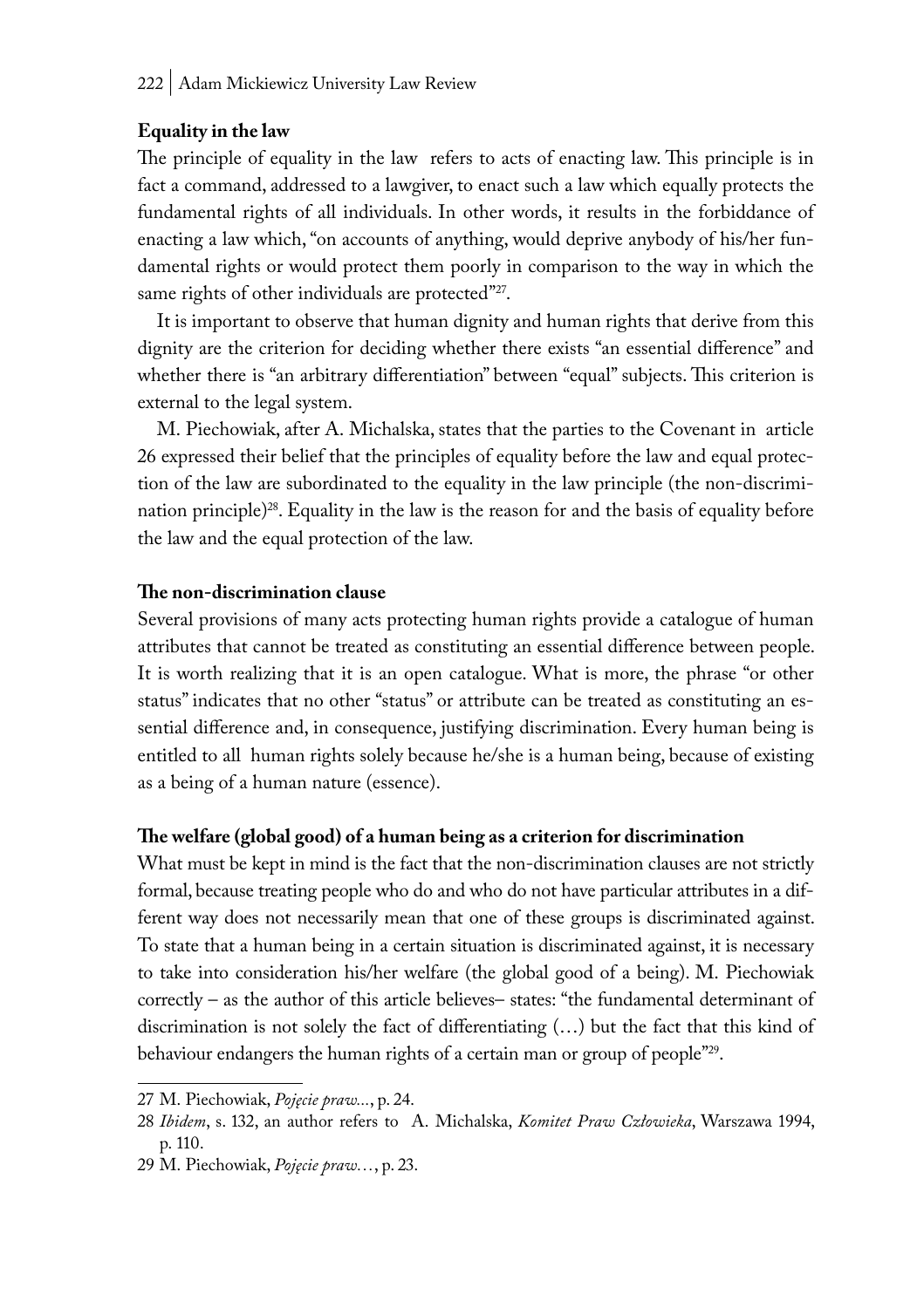**Equality in the law**

The principle of equality in the law refers to acts of enacting law. This principle is in fact a command, addressed to a lawgiver, to enact such a law which equally protects the fundamental rights of all individuals. In other words, it results in the forbiddance of enacting a law which, "on accounts of anything, would deprive anybody of his/her fundamental rights or would protect them poorly in comparison to the way in which the same rights of other individuals are protected"[27].

It is important to observe that human dignity and human rights that derive from this dignity are the criterion for deciding whether there exists "an essential difference" and whether there is "an arbitrary differentiation" between "equal" subjects. This criterion is external to the legal system.

M. Piechowiak, after A. Michalska, states that the parties to the Covenant in article 26 expressed their belief that the principles of equality before the law and equal protection of the law are subordinated to the equality in the law principle (the non-discrimination principle)[28]. Equality in the law is the reason for and the basis of equality before the law and the equal protection of the law.

**The non-discrimination clause**

Several provisions of many acts protecting human rights provide a catalogue of human attributes that cannot be treated as constituting an essential difference between people. It is worth realizing that it is an open catalogue. What is more, the phrase "or other status" indicates that no other "status" or attribute can be treated as constituting an essential difference and, in consequence, justifying discrimination. Every human being is entitled to all human rights solely because he/she is a human being, because of existing as a being of a human nature (essence).

**The welfare (global good) of a human being as a criterion for discrimination**

What must be kept in mind is the fact that the non-discrimination clauses are not strictly formal, because treating people who do and who do not have particular attributes in a different way does not necessarily mean that one of these groups is discriminated against. To state that a human being in a certain situation is discriminated against, it is necessary to take into consideration his/her welfare (the global good of a being). M. Piechowiak correctly – as the author of this article believes– states: "the fundamental determinant of discrimination is not solely the fact of differentiating (…) but the fact that this kind of behaviour endangers the human rights of a certain man or group of people"[29].

---

27 M. Piechowiak, *Pojęcie praw...*, p. 24.

28 *Ibidem*, s. 132, an author refers to A. Michalska, *Komitet Praw Człowieka*, Warszawa 1994, p. 110.

29 M. Piechowiak, *Pojęcie praw…*, p. 23.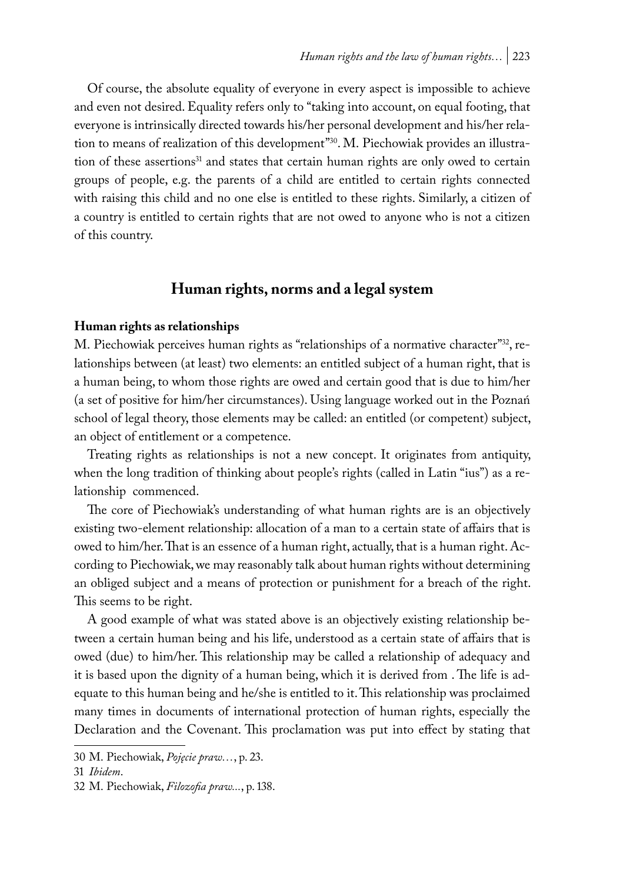Of course, the absolute equality of everyone in every aspect is impossible to achieve and even not desired. Equality refers only to "taking into account, on equal footing, that everyone is intrinsically directed towards his/her personal development and his/her relation to means of realization of this development"[30]. M. Piechowiak provides an illustration of these assertions[31] and states that certain human rights are only owed to certain groups of people, e.g. the parents of a child are entitled to certain rights connected with raising this child and no one else is entitled to these rights. Similarly, a citizen of a country is entitled to certain rights that are not owed to anyone who is not a citizen of this country.

## Human rights, norms and a legal system

### Human rights as relationships

M. Piechowiak perceives human rights as "relationships of a normative character"[32], relationships between (at least) two elements: an entitled subject of a human right, that is a human being, to whom those rights are owed and certain good that is due to him/her (a set of positive for him/her circumstances). Using language worked out in the Poznań school of legal theory, those elements may be called: an entitled (or competent) subject, an object of entitlement or a competence.

Treating rights as relationships is not a new concept. It originates from antiquity, when the long tradition of thinking about people's rights (called in Latin "ius") as a relationship commenced.

The core of Piechowiak's understanding of what human rights are is an objectively existing two-element relationship: allocation of a man to a certain state of affairs that is owed to him/her. That is an essence of a human right, actually, that is a human right. According to Piechowiak, we may reasonably talk about human rights without determining an obliged subject and a means of protection or punishment for a breach of the right. This seems to be right.

A good example of what was stated above is an objectively existing relationship between a certain human being and his life, understood as a certain state of affairs that is owed (due) to him/her. This relationship may be called a relationship of adequacy and it is based upon the dignity of a human being, which it is derived from . The life is adequate to this human being and he/she is entitled to it. This relationship was proclaimed many times in documents of international protection of human rights, especially the Declaration and the Covenant. This proclamation was put into effect by stating that

---

30 M. Piechowiak, *Pojęcie praw…*, p. 23.

31 *Ibidem*.

32 M. Piechowiak, *Filozofia praw...*, p. 138.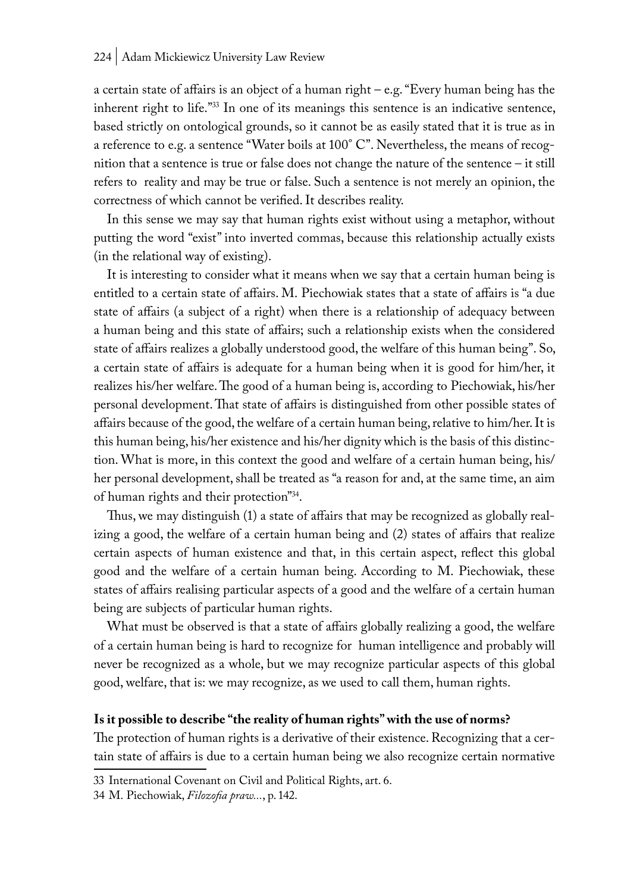a certain state of affairs is an object of a human right – e.g. "Every human being has the inherent right to life."[33] In one of its meanings this sentence is an indicative sentence, based strictly on ontological grounds, so it cannot be as easily stated that it is true as in a reference to e.g. a sentence "Water boils at 100˚ C". Nevertheless, the means of recognition that a sentence is true or false does not change the nature of the sentence – it still refers to reality and may be true or false. Such a sentence is not merely an opinion, the correctness of which cannot be verified. It describes reality.

In this sense we may say that human rights exist without using a metaphor, without putting the word "exist" into inverted commas, because this relationship actually exists (in the relational way of existing).

It is interesting to consider what it means when we say that a certain human being is entitled to a certain state of affairs. M. Piechowiak states that a state of affairs is "a due state of affairs (a subject of a right) when there is a relationship of adequacy between a human being and this state of affairs; such a relationship exists when the considered state of affairs realizes a globally understood good, the welfare of this human being". So, a certain state of affairs is adequate for a human being when it is good for him/her, it realizes his/her welfare. The good of a human being is, according to Piechowiak, his/her personal development. That state of affairs is distinguished from other possible states of affairs because of the good, the welfare of a certain human being, relative to him/her. It is this human being, his/her existence and his/her dignity which is the basis of this distinction. What is more, in this context the good and welfare of a certain human being, his/her personal development, shall be treated as "a reason for and, at the same time, an aim of human rights and their protection"[34].

Thus, we may distinguish (1) a state of affairs that may be recognized as globally realizing a good, the welfare of a certain human being and (2) states of affairs that realize certain aspects of human existence and that, in this certain aspect, reflect this global good and the welfare of a certain human being. According to M. Piechowiak, these states of affairs realising particular aspects of a good and the welfare of a certain human being are subjects of particular human rights.

What must be observed is that a state of affairs globally realizing a good, the welfare of a certain human being is hard to recognize for human intelligence and probably will never be recognized as a whole, but we may recognize particular aspects of this global good, welfare, that is: we may recognize, as we used to call them, human rights.

**Is it possible to describe "the reality of human rights" with the use of norms?**

The protection of human rights is a derivative of their existence. Recognizing that a certain state of affairs is due to a certain human being we also recognize certain normative

33 International Covenant on Civil and Political Rights, art. 6.

34 M. Piechowiak, *Filozofia praw...*, p. 142.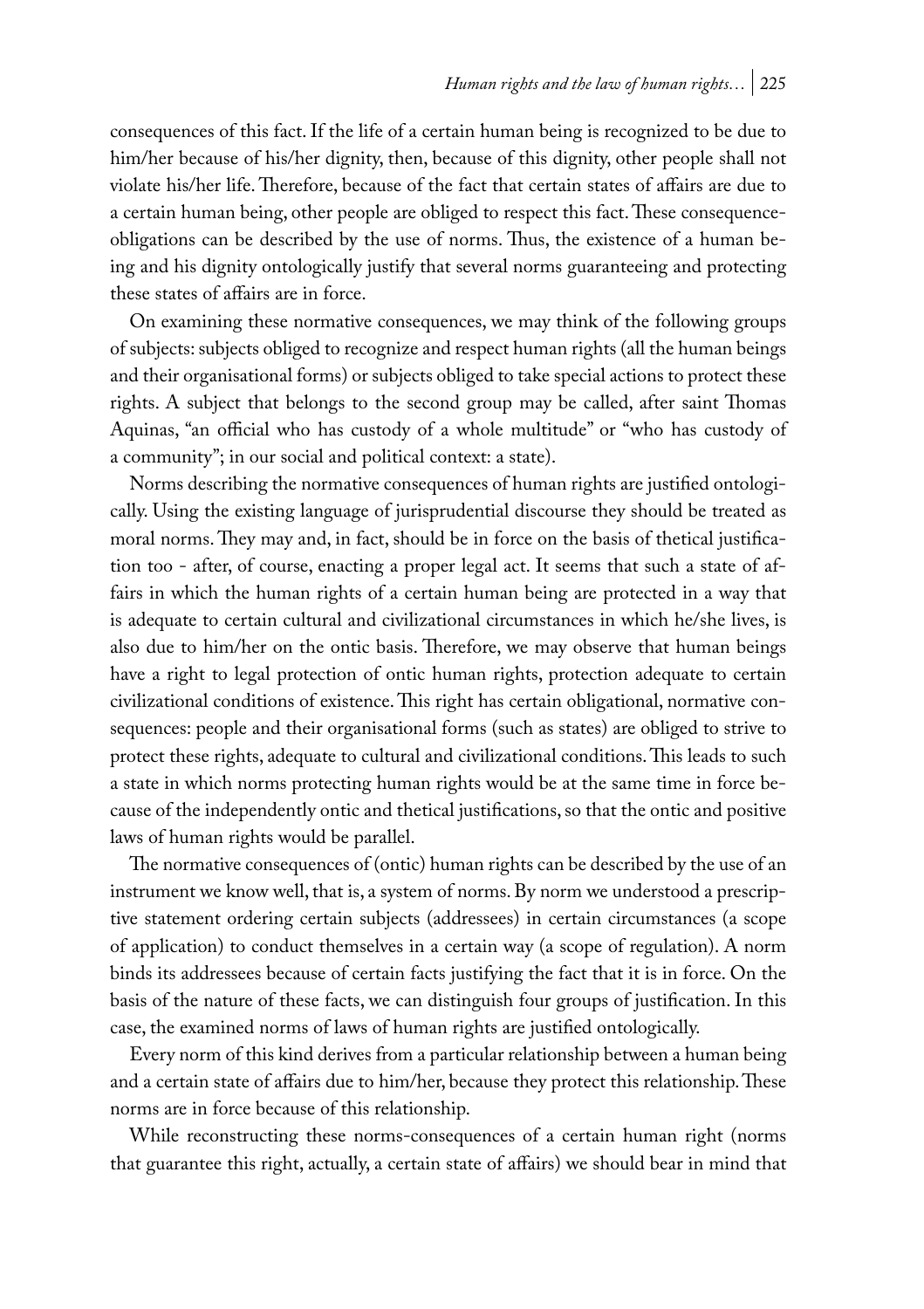consequences of this fact. If the life of a certain human being is recognized to be due to him/her because of his/her dignity, then, because of this dignity, other people shall not violate his/her life. Therefore, because of the fact that certain states of affairs are due to a certain human being, other people are obliged to respect this fact. These consequence-obligations can be described by the use of norms. Thus, the existence of a human being and his dignity ontologically justify that several norms guaranteeing and protecting these states of affairs are in force.

On examining these normative consequences, we may think of the following groups of subjects: subjects obliged to recognize and respect human rights (all the human beings and their organisational forms) or subjects obliged to take special actions to protect these rights. A subject that belongs to the second group may be called, after saint Thomas Aquinas, "an official who has custody of a whole multitude" or "who has custody of a community"; in our social and political context: a state).

Norms describing the normative consequences of human rights are justified ontologically. Using the existing language of jurisprudential discourse they should be treated as moral norms. They may and, in fact, should be in force on the basis of thetical justification too - after, of course, enacting a proper legal act. It seems that such a state of affairs in which the human rights of a certain human being are protected in a way that is adequate to certain cultural and civilizational circumstances in which he/she lives, is also due to him/her on the ontic basis. Therefore, we may observe that human beings have a right to legal protection of ontic human rights, protection adequate to certain civilizational conditions of existence. This right has certain obligational, normative consequences: people and their organisational forms (such as states) are obliged to strive to protect these rights, adequate to cultural and civilizational conditions. This leads to such a state in which norms protecting human rights would be at the same time in force because of the independently ontic and thetical justifications, so that the ontic and positive laws of human rights would be parallel.

The normative consequences of (ontic) human rights can be described by the use of an instrument we know well, that is, a system of norms. By norm we understood a prescriptive statement ordering certain subjects (addressees) in certain circumstances (a scope of application) to conduct themselves in a certain way (a scope of regulation). A norm binds its addressees because of certain facts justifying the fact that it is in force. On the basis of the nature of these facts, we can distinguish four groups of justification. In this case, the examined norms of laws of human rights are justified ontologically.

Every norm of this kind derives from a particular relationship between a human being and a certain state of affairs due to him/her, because they protect this relationship. These norms are in force because of this relationship.

While reconstructing these norms-consequences of a certain human right (norms that guarantee this right, actually, a certain state of affairs) we should bear in mind that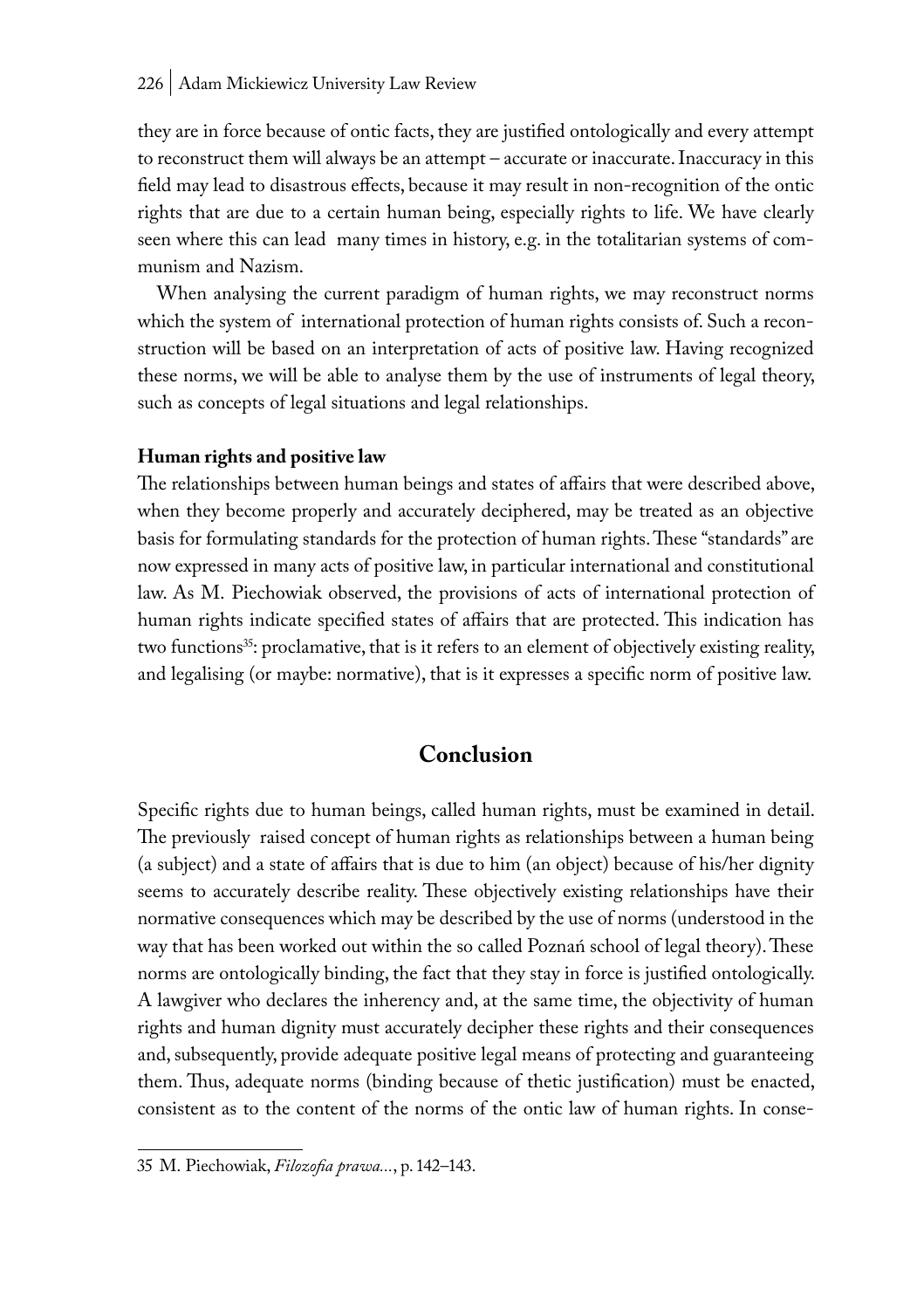they are in force because of ontic facts, they are justified ontologically and every attempt to reconstruct them will always be an attempt – accurate or inaccurate. Inaccuracy in this field may lead to disastrous effects, because it may result in non-recognition of the ontic rights that are due to a certain human being, especially rights to life. We have clearly seen where this can lead many times in history, e.g. in the totalitarian systems of communism and Nazism.

When analysing the current paradigm of human rights, we may reconstruct norms which the system of international protection of human rights consists of. Such a reconstruction will be based on an interpretation of acts of positive law. Having recognized these norms, we will be able to analyse them by the use of instruments of legal theory, such as concepts of legal situations and legal relationships.

**Human rights and positive law**

The relationships between human beings and states of affairs that were described above, when they become properly and accurately deciphered, may be treated as an objective basis for formulating standards for the protection of human rights. These "standards" are now expressed in many acts of positive law, in particular international and constitutional law. As M. Piechowiak observed, the provisions of acts of international protection of human rights indicate specified states of affairs that are protected. This indication has two functions[35]: proclamative, that is it refers to an element of objectively existing reality, and legalising (or maybe: normative), that is it expresses a specific norm of positive law.

## Conclusion

Specific rights due to human beings, called human rights, must be examined in detail. The previously raised concept of human rights as relationships between a human being (a subject) and a state of affairs that is due to him (an object) because of his/her dignity seems to accurately describe reality. These objectively existing relationships have their normative consequences which may be described by the use of norms (understood in the way that has been worked out within the so called Poznań school of legal theory). These norms are ontologically binding, the fact that they stay in force is justified ontologically. A lawgiver who declares the inherency and, at the same time, the objectivity of human rights and human dignity must accurately decipher these rights and their consequences and, subsequently, provide adequate positive legal means of protecting and guaranteeing them. Thus, adequate norms (binding because of thetic justification) must be enacted, consistent as to the content of the norms of the ontic law of human rights. In conse-

---

35 M. Piechowiak, *Filozofia prawa...*, p. 142–143.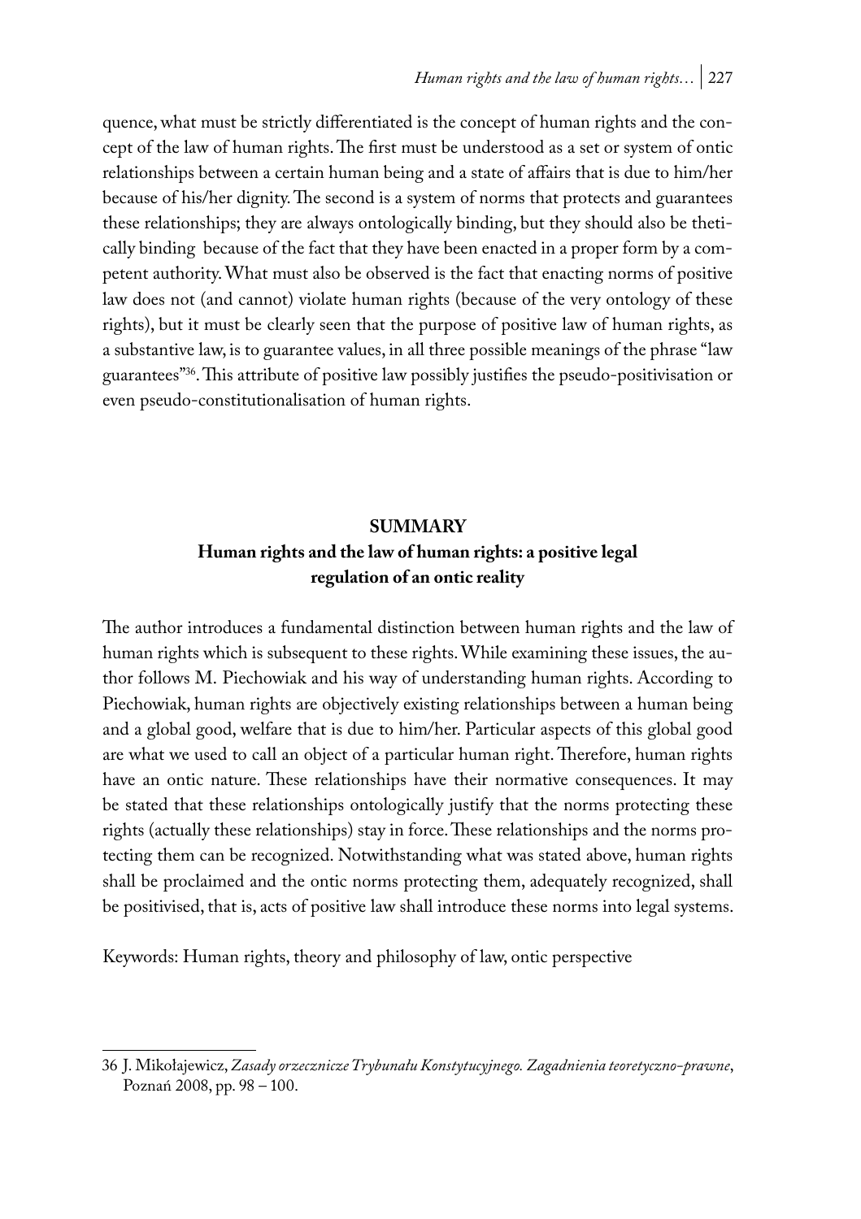quence, what must be strictly differentiated is the concept of human rights and the concept of the law of human rights. The first must be understood as a set or system of ontic relationships between a certain human being and a state of affairs that is due to him/her because of his/her dignity. The second is a system of norms that protects and guarantees these relationships; they are always ontologically binding, but they should also be thetically binding because of the fact that they have been enacted in a proper form by a competent authority. What must also be observed is the fact that enacting norms of positive law does not (and cannot) violate human rights (because of the very ontology of these rights), but it must be clearly seen that the purpose of positive law of human rights, as a substantive law, is to guarantee values, in all three possible meanings of the phrase "law guarantees"[36]. This attribute of positive law possibly justifies the pseudo-positivisation or even pseudo-constitutionalisation of human rights.

## SUMMARY

### Human rights and the law of human rights: a positive legal regulation of an ontic reality

The author introduces a fundamental distinction between human rights and the law of human rights which is subsequent to these rights. While examining these issues, the author follows M. Piechowiak and his way of understanding human rights. According to Piechowiak, human rights are objectively existing relationships between a human being and a global good, welfare that is due to him/her. Particular aspects of this global good are what we used to call an object of a particular human right. Therefore, human rights have an ontic nature. These relationships have their normative consequences. It may be stated that these relationships ontologically justify that the norms protecting these rights (actually these relationships) stay in force. These relationships and the norms protecting them can be recognized. Notwithstanding what was stated above, human rights shall be proclaimed and the ontic norms protecting them, adequately recognized, shall be positivised, that is, acts of positive law shall introduce these norms into legal systems.

Keywords: Human rights, theory and philosophy of law, ontic perspective

---

36 J. Mikołajewicz, *Zasady orzecznicze Trybunału Konstytucyjnego. Zagadnienia teoretyczno-prawne*, Poznań 2008, pp. 98 – 100.